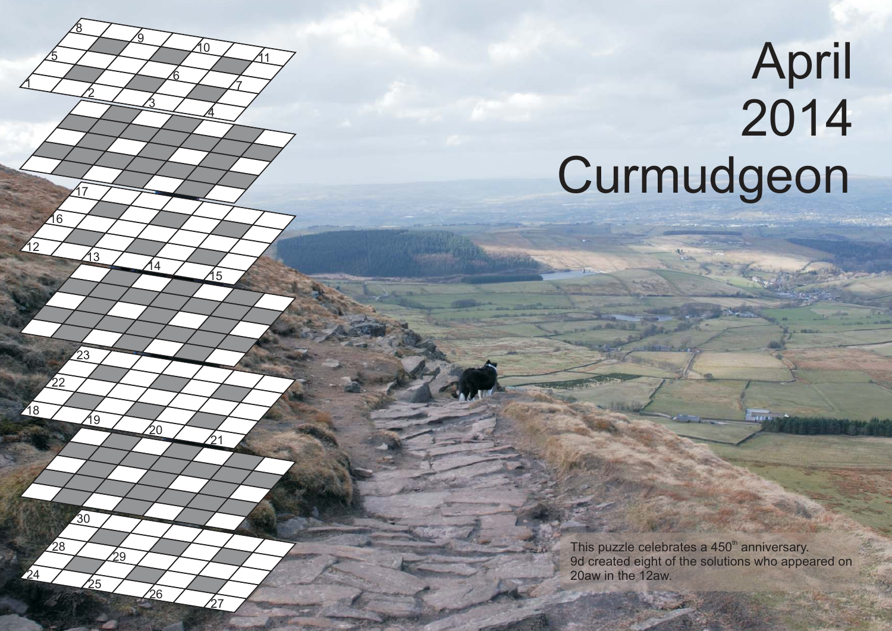# April 2014 Curmudgeon

This puzzle celebrates a 450th anniversary. 9d created eight of the solutions who appeared on 20aw in the 12aw.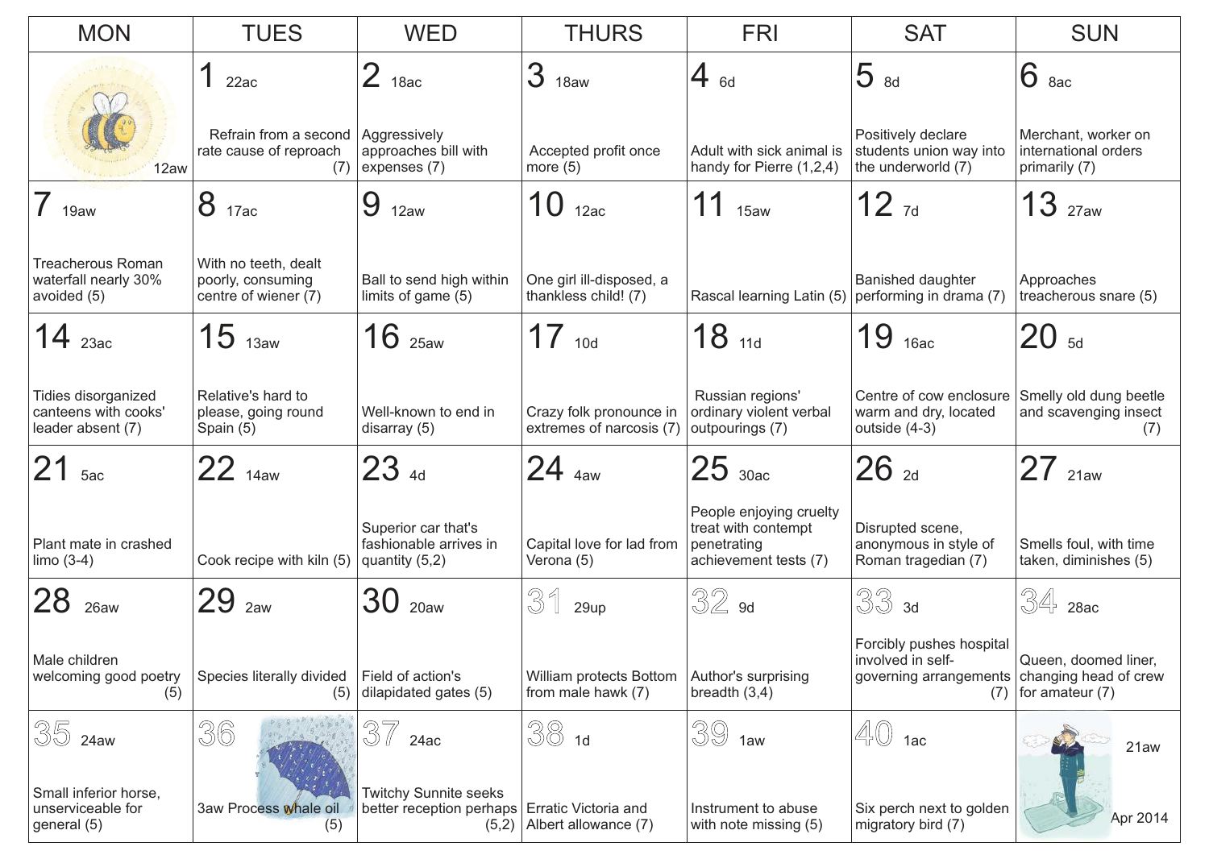| MON | TUES | WED | THURS | FRI | SAT | SUN |
|---|---|---|---|---|---|---|
| 12aw | 1 22ac Refrain from a second rate cause of reproach (7) | 2 18ac Aggressively approaches bill with expenses (7) | 3 18aw Accepted profit once more (5) | 4 6d Adult with sick animal is handy for Pierre (1,2,4) | 5 8d Positively declare students union way into the underworld (7) | 6 8ac Merchant, worker on international orders primarily (7) |
| 7 19aw Treacherous Roman waterfall nearly 30% avoided (5) | 8 17ac With no teeth, dealt poorly, consuming centre of wiener (7) | 9 12aw Ball to send high within limits of game (5) | 10 12ac One girl ill-disposed, a thankless child! (7) | 11 15aw Rascal learning Latin (5) | 12 7d Banished daughter performing in drama (7) | 13 27aw Approaches treacherous snare (5) |
| 14 23ac Tidies disorganized canteens with cooks' leader absent (7) | 15 13aw Relative's hard to please, going round Spain (5) | 16 25aw Well-known to end in disarray (5) | 17 10d Crazy folk pronounce in extremes of narcosis (7) | 18 11d Russian regions' ordinary violent verbal outpourings (7) | 19 16ac Centre of cow enclosure warm and dry, located outside (4-3) | 20 5d Smelly old dung beetle and scavenging insect (7) |
| 21 5ac Plant mate in crashed limo (3-4) | 22 14aw Cook recipe with kiln (5) | 23 4d Superior car that's fashionable arrives in quantity (5,2) | 24 4aw Capital love for lad from Verona (5) | 25 30ac People enjoying cruelty treat with contempt penetrating achievement tests (7) | 26 2d Disrupted scene, anonymous in style of Roman tragedian (7) | 27 21aw Smells foul, with time taken, diminishes (5) |
| 28 26aw Male children welcoming good poetry (5) | 29 2aw Species literally divided (5) | 30 20aw Field of action's dilapidated gates (5) | 31 29up William protects Bottom from male hawk (7) | 32 9d Author's surprising breadth (3,4) | 33 3d Forcibly pushes hospital involved in self-governing arrangements (7) | 34 28ac Queen, doomed liner, changing head of crew for amateur (7) |
| 35 24aw Small inferior horse, unserviceable for general (5) | 36 3aw Process whale oil (5) | 37 24ac Twitchy Sunnite seeks better reception perhaps (5,2) | 38 1d Erratic Victoria and Albert allowance (7) | 39 1aw Instrument to abuse with note missing (5) | 40 1ac Six perch next to golden migratory bird (7) | 21aw Apr 2014 |